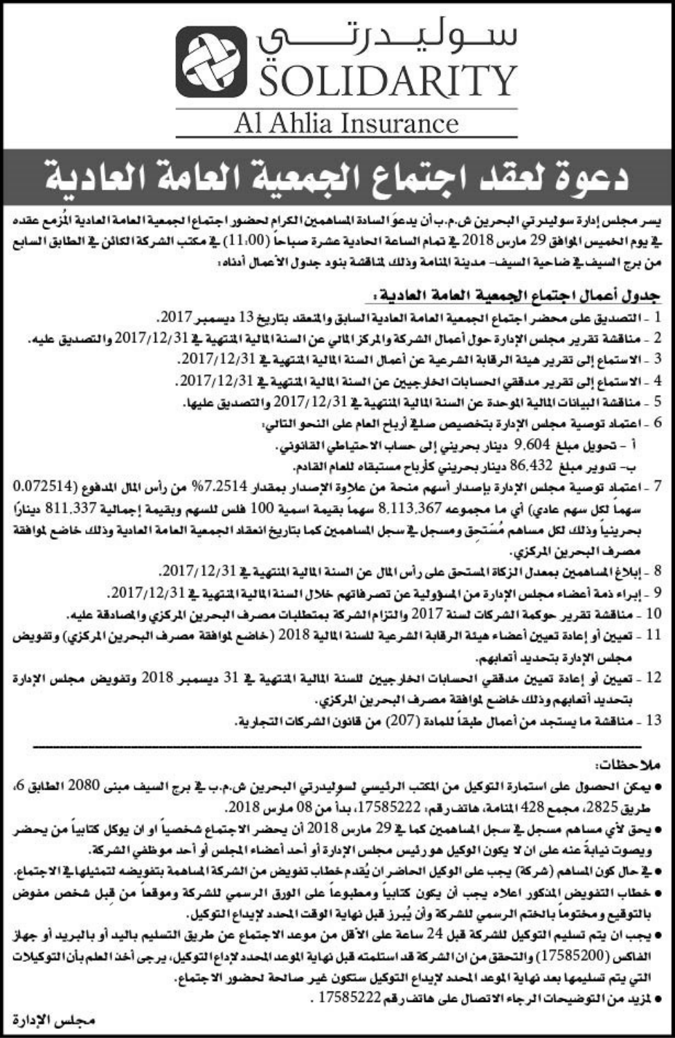سوليدرتي
SOLIDARITY
Al Ahlia Insurance

# دعوة لعقد اجتماع الجمعية العامة العادية

يسر مجلس إدارة سوليدرتي البحرين ش.م.ب أن يدعوَ السادة المساهمين الكرام لحضور اجتماع الجمعية العامة العادية المُزمع عقده في يوم الخميس الموافق 29 مارس 2018 في تمام الساعة الحادية عشرة صباحاً (11:00) في مكتب الشركة الكائن في الطابق السابع من برج السيف في ضاحية السيف- مدينة المنامة وذلك لمناقشة بنود جدول الأعمال أدناه:

## جدول أعمال اجتماع الجمعية العامة العادية:

1 - التصديق على محضر اجتماع الجمعية العامة العادية السابق والمنعقد بتاريخ 13 ديسمبر 2017.

2 - مناقشة تقرير مجلس الإدارة حول أعمال الشركة والمركز المالي عن السنة المالية المنتهية في 2017/12/31 والتصديق عليه.

3 - الاستماع إلى تقرير هيئة الرقابة الشرعية عن أعمال السنة المالية المنتهية في 2017/12/31.

4 - الاستماع إلى تقرير مدققي الحسابات الخارجيين عن السنة المالية المنتهية في 2017/12/31.

5 - مناقشة البيانات المالية الموحدة عن السنة المالية المنتهية في 2017/12/31 والتصديق عليها.

6 - اعتماد توصية مجلس الإدارة بتخصيص صافي أرباح العام على النحو التالي:
   - أ - تحويل مبلغ 9.604 دينار بحريني إلى حساب الاحتياطي القانوني.
   - ب- تدوير مبلغ 86.432 دينار بحريني كأرباح مستبقاه للعام القادم.

7 - اعتماد توصية مجلس الإدارة بإصدار أسهم منحة من علاوة الإصدار بمقدار 7.2514% من رأس المال المدفوع (0.072514 سهماً لكل سهم عادي) أي ما مجموعه 8.113.367 سهماً بقيمة اسمية 100 فلس للسهم وبقيمة إجمالية 811.337 ديناراً بحرينياً وذلك لكل مساهم مُستحق ومسجل في سجل المساهمين كما بتاريخ انعقاد الجمعية العامة العادية وذلك خاضع لموافقة مصرف البحرين المركزي.

8 - إبلاغ المساهمين بمعدل الزكاة المستحق على رأس المال عن السنة المالية المنتهية في 2017/12/31.

9 - إبراء ذمة أعضاء مجلس الإدارة من المسؤولية عن تصرفاتهم خلال السنة المالية المنتهية في 2017/12/31.

10 - مناقشة تقرير حوكمة الشركات لسنة 2017 والتزام الشركة بمتطلبات مصرف البحرين المركزي والمصادقة عليه.

11 - تعيين أو إعادة تعيين أعضاء هيئة الرقابة الشرعية للسنة المالية 2018 (خاضع لموافقة مصرف البحرين المركزي) وتفويض مجلس الإدارة بتحديد أتعابهم.

12 - تعيين أو إعادة تعيين مدققي الحسابات الخارجيين للسنة المالية المنتهية في 31 ديسمبر 2018 وتفويض مجلس الإدارة بتحديد أتعابهم وذلك خاضع لموافقة مصرف البحرين المركزي.

13 - مناقشة ما يستجد من أعمال طبقاً للمادة (207) من قانون الشركات التجارية.

---

**ملاحظات:**

- يمكن الحصول على استمارة التوكيل من المكتب الرئيسي لسوليدرتي البحرين ش.م.ب في برج السيف مبنى 2080 الطابق 6، طريق 2825، مجمع 428 المنامة، هاتف رقم: 17585222، بدأ من 08 مارس 2018.
- يحق لأي مساهم مسجل في سجل المساهمين كما في 29 مارس 2018 أن يحضر الاجتماع شخصياً أو ان يوكل كتابياً من يحضر ويصوت نيابةً عنه على ان لا يكون الوكيل هو رئيس مجلس الإدارة أو أحد أعضاء المجلس أو أحد موظفي الشركة.
- في حال كون المساهم (شركة) يجب على الوكيل الحاضر ان يُقدم خطاب تفويض من الشركة المساهمة بتفويضه لتمثيلها في الاجتماع.
- خطاب التفويض المذكور اعلاه يجب ان يكون كتابياً ومطبوعاً على الورق الرسمي للشركة وموقعاً من قبل شخص مفوض بالتوقيع ومختوماً بالختم الرسمي للشركة وأن يُبرز قبل نهاية الوقت المحدد لإيداع التوكيل.
- يجب ان يتم تسليم التوكيل للشركة قبل 24 ساعة على الأقل من موعد الاجتماع عن طريق التسليم باليد أو بالبريد أو جهاز الفاكس (17585200) والتحقق من ان الشركة قد استلمته قبل نهاية الموعد المحدد لإداع التوكيل، يرجى أخذ العلم بأن التوكيلات التي يتم تسليمها بعد نهاية الموعد المحدد لإيداع التوكيل ستكون غير صالحة لحضور الاجتماع.
- لمزيد من التوضيحات الرجاء الاتصال على هاتف رقم 17585222.

**مجلس الإدارة**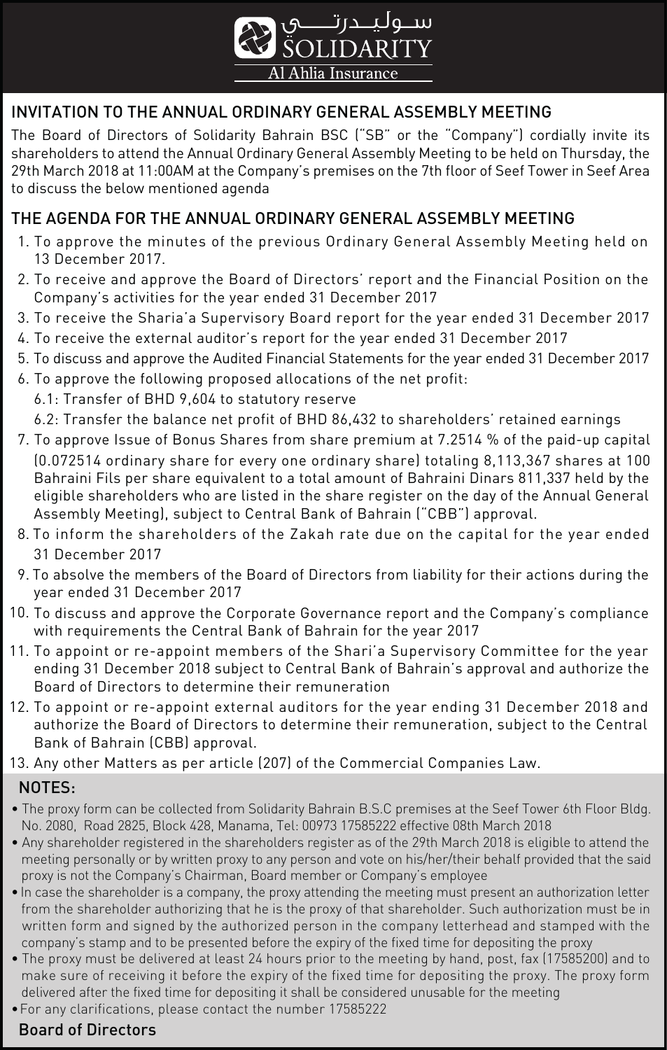سـولـيـدرتــــي
SOLIDARITY
Al Ahlia Insurance

## INVITATION TO THE ANNUAL ORDINARY GENERAL ASSEMBLY MEETING

The Board of Directors of Solidarity Bahrain BSC ("SB" or the "Company") cordially invite its shareholders to attend the Annual Ordinary General Assembly Meeting to be held on Thursday, the 29th March 2018 at 11:00AM at the Company's premises on the 7th floor of Seef Tower in Seef Area to discuss the below mentioned agenda

## THE AGENDA FOR THE ANNUAL ORDINARY GENERAL ASSEMBLY MEETING

1. To approve the minutes of the previous Ordinary General Assembly Meeting held on 13 December 2017.
2. To receive and approve the Board of Directors' report and the Financial Position on the Company's activities for the year ended 31 December 2017
3. To receive the Sharia'a Supervisory Board report for the year ended 31 December 2017
4. To receive the external auditor's report for the year ended 31 December 2017
5. To discuss and approve the Audited Financial Statements for the year ended 31 December 2017
6. To approve the following proposed allocations of the net profit:
   6.1: Transfer of BHD 9,604 to statutory reserve
   6.2: Transfer the balance net profit of BHD 86,432 to shareholders' retained earnings
7. To approve Issue of Bonus Shares from share premium at 7.2514 % of the paid-up capital (0.072514 ordinary share for every one ordinary share) totaling 8,113,367 shares at 100 Bahraini Fils per share equivalent to a total amount of Bahraini Dinars 811,337 held by the eligible shareholders who are listed in the share register on the day of the Annual General Assembly Meeting), subject to Central Bank of Bahrain ("CBB") approval.
8. To inform the shareholders of the Zakah rate due on the capital for the year ended 31 December 2017
9. To absolve the members of the Board of Directors from liability for their actions during the year ended 31 December 2017
10. To discuss and approve the Corporate Governance report and the Company's compliance with requirements the Central Bank of Bahrain for the year 2017
11. To appoint or re-appoint members of the Shari'a Supervisory Committee for the year ending 31 December 2018 subject to Central Bank of Bahrain's approval and authorize the Board of Directors to determine their remuneration
12. To appoint or re-appoint external auditors for the year ending 31 December 2018 and authorize the Board of Directors to determine their remuneration, subject to the Central Bank of Bahrain (CBB) approval.
13. Any other Matters as per article (207) of the Commercial Companies Law.

## NOTES:

- The proxy form can be collected from Solidarity Bahrain B.S.C premises at the Seef Tower 6th Floor Bldg. No. 2080, Road 2825, Block 428, Manama, Tel: 00973 17585222 effective 08th March 2018
- Any shareholder registered in the shareholders register as of the 29th March 2018 is eligible to attend the meeting personally or by written proxy to any person and vote on his/her/their behalf provided that the said proxy is not the Company's Chairman, Board member or Company's employee
- In case the shareholder is a company, the proxy attending the meeting must present an authorization letter from the shareholder authorizing that he is the proxy of that shareholder. Such authorization must be in written form and signed by the authorized person in the company letterhead and stamped with the company's stamp and to be presented before the expiry of the fixed time for depositing the proxy
- The proxy must be delivered at least 24 hours prior to the meeting by hand, post, fax (17585200) and to make sure of receiving it before the expiry of the fixed time for depositing the proxy. The proxy form delivered after the fixed time for depositing it shall be considered unusable for the meeting
- For any clarifications, please contact the number 17585222

**Board of Directors**